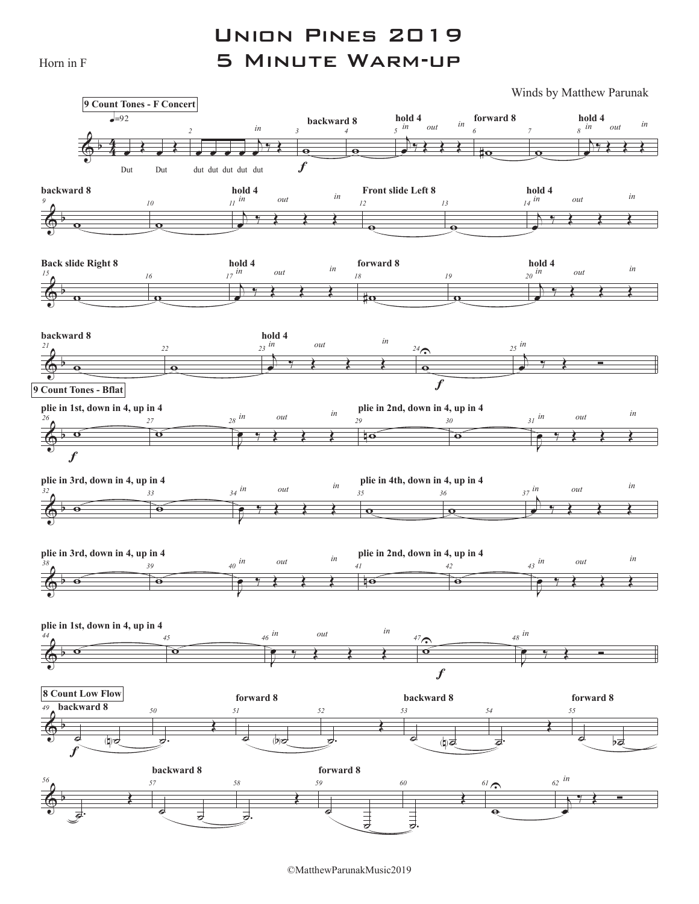Horn in F

# Union Pines 2019
# 5 Minute Warm-up

Winds by Matthew Parunak

**9 Count Tones - F Concert**

♩=92

Dut Dut dut dut dut dut dut

backward 8 — hold 4 (in, out, in) — forward 8 — hold 4 (in, out, in)

backward 8 — hold 4 (in, out, in) — Front slide Left 8 — hold 4 (in, out, in)

Back slide Right 8 — hold 4 (in, out, in) — forward 8 — hold 4 (in, out, in)

backward 8 — hold 4 (in, out, in) — in

**9 Count Tones - Bflat**

plie in 1st, down in 4, up in 4 — plie in 2nd, down in 4, up in 4

plie in 3rd, down in 4, up in 4 — plie in 4th, down in 4, up in 4

plie in 3rd, down in 4, up in 4 — plie in 2nd, down in 4, up in 4

plie in 1st, down in 4, up in 4 — in

**8 Count Low Flow**

backward 8 — forward 8 — backward 8 — forward 8

backward 8 — forward 8 — in

©MatthewParunakMusic2019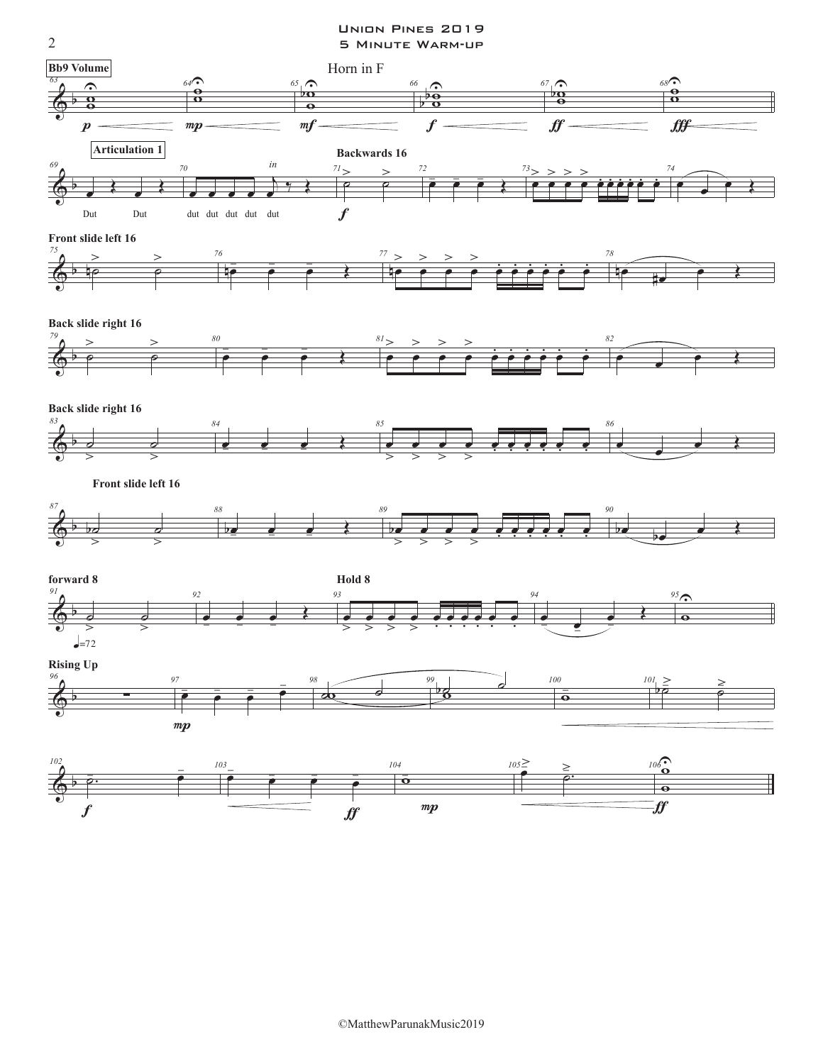Horn in F

**Bb9 Volume**

*p* *mp* *mf* *f* *ff* *fff*

**Articulation 1**

Dut Dut dut dut dut dut dut

*in*

**Backwards 16**

*f*

**Front slide left 16**

**Back slide right 16**

**Back slide right 16**

**Front slide left 16**

**forward 8**

♩=72

**Hold 8**

**Rising Up**

*mp*

*f* *ff* *mp* *ff*

©MatthewParunakMusic2019